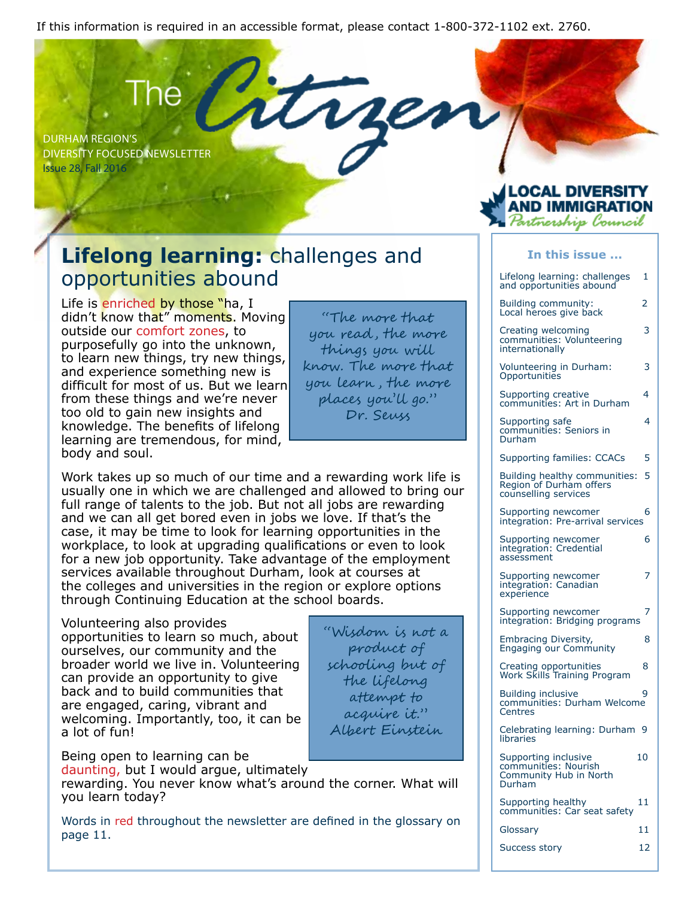If this information is required in an accessible format, please contact 1-800-372-1102 ext. 2760.

# The Citizen

DURHAM REGION'S
DIVERSITY FOCUSED NEWSLETTER
Issue 28, Fall 2016

LOCAL DIVERSITY AND IMMIGRATION Partnership Council

## Lifelong learning: challenges and opportunities abound

Life is enriched by those "ha, I didn't know that" moments. Moving outside our comfort zones, to purposefully go into the unknown, to learn new things, try new things, and experience something new is difficult for most of us. But we learn from these things and we're never too old to gain new insights and knowledge. The benefits of lifelong learning are tremendous, for mind, body and soul.

> "The more that you read, the more things you will know. The more that you learn, the more places you'll go."
> Dr. Seuss

Work takes up so much of our time and a rewarding work life is usually one in which we are challenged and allowed to bring our full range of talents to the job. But not all jobs are rewarding and we can all get bored even in jobs we love. If that's the case, it may be time to look for learning opportunities in the workplace, to look at upgrading qualifications or even to look for a new job opportunity. Take advantage of the employment services available throughout Durham, look at courses at the colleges and universities in the region or explore options through Continuing Education at the school boards.

Volunteering also provides opportunities to learn so much, about ourselves, our community and the broader world we live in. Volunteering can provide an opportunity to give back and to build communities that are engaged, caring, vibrant and welcoming. Importantly, too, it can be a lot of fun!

> "Wisdom is not a product of schooling but of the lifelong attempt to acquire it."
> Albert Einstein

Being open to learning can be daunting, but I would argue, ultimately rewarding. You never know what's around the corner. What will you learn today?

Words in red throughout the newsletter are defined in the glossary on page 11.

### In this issue ...

| | |
|---|---|
| Lifelong learning: challenges and opportunities abound | 1 |
| Building community: Local heroes give back | 2 |
| Creating welcoming communities: Volunteering internationally | 3 |
| Volunteering in Durham: Opportunities | 3 |
| Supporting creative communities: Art in Durham | 4 |
| Supporting safe communities: Seniors in Durham | 4 |
| Supporting families: CCACs | 5 |
| Building healthy communities: Region of Durham offers counselling services | 5 |
| Supporting newcomer integration: Pre-arrival services | 6 |
| Supporting newcomer integration: Credential assessment | 6 |
| Supporting newcomer integration: Canadian experience | 7 |
| Supporting newcomer integration: Bridging programs | 7 |
| Embracing Diversity, Engaging our Community | 8 |
| Creating opportunities Work Skills Training Program | 8 |
| Building inclusive communities: Durham Welcome Centres | 9 |
| Celebrating learning: Durham libraries | 9 |
| Supporting inclusive communities: Nourish Community Hub in North Durham | 10 |
| Supporting healthy communities: Car seat safety | 11 |
| Glossary | 11 |
| Success story | 12 |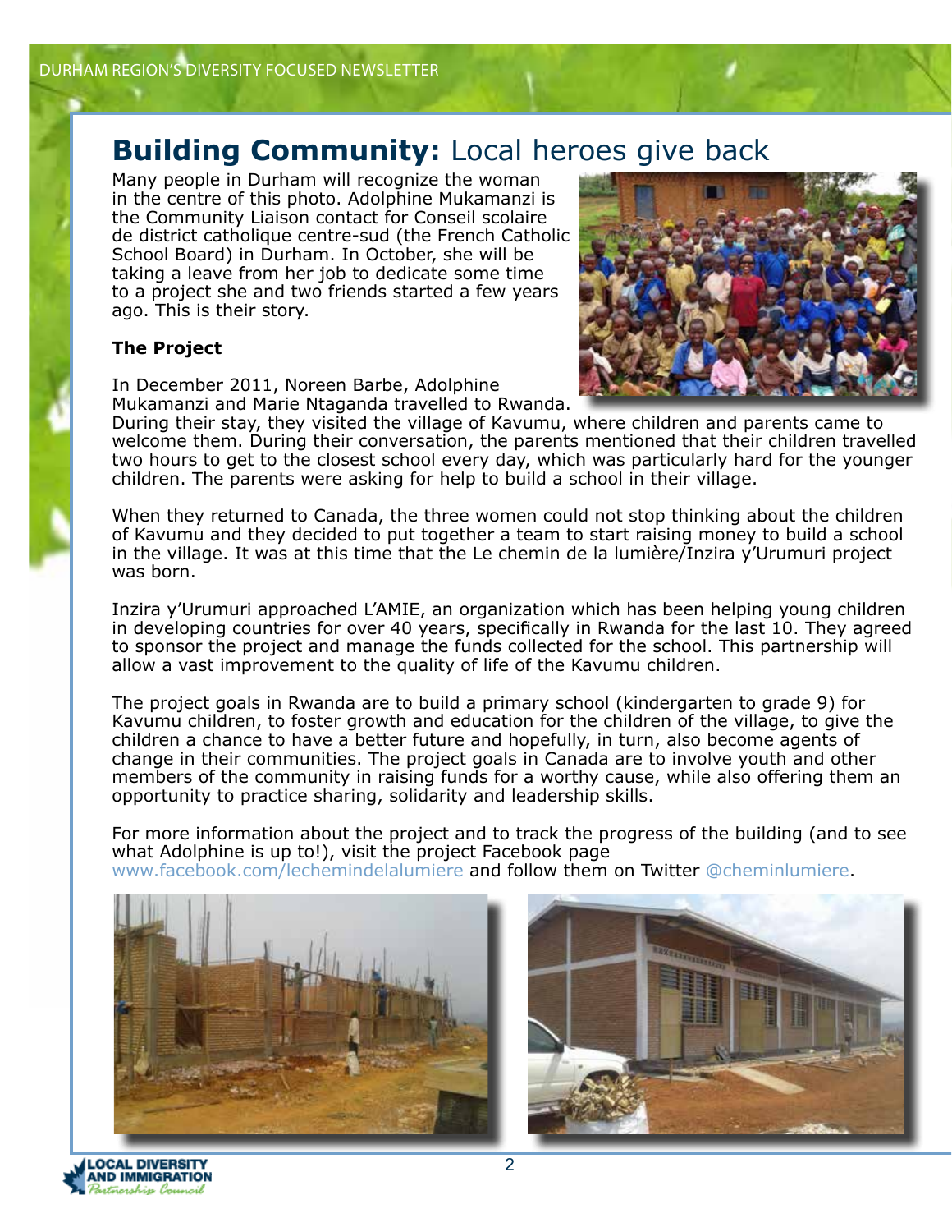# **Building Community:** Local heroes give back

Many people in Durham will recognize the woman in the centre of this photo. Adolphine Mukamanzi is the Community Liaison contact for Conseil scolaire de district catholique centre-sud (the French Catholic School Board) in Durham. In October, she will be taking a leave from her job to dedicate some time to a project she and two friends started a few years ago. This is their story.

**The Project**

In December 2011, Noreen Barbe, Adolphine Mukamanzi and Marie Ntaganda travelled to Rwanda. During their stay, they visited the village of Kavumu, where children and parents came to welcome them. During their conversation, the parents mentioned that their children travelled two hours to get to the closest school every day, which was particularly hard for the younger children. The parents were asking for help to build a school in their village.

When they returned to Canada, the three women could not stop thinking about the children of Kavumu and they decided to put together a team to start raising money to build a school in the village. It was at this time that the Le chemin de la lumière/Inzira y'Urumuri project was born.

Inzira y'Urumuri approached L'AMIE, an organization which has been helping young children in developing countries for over 40 years, specifically in Rwanda for the last 10. They agreed to sponsor the project and manage the funds collected for the school. This partnership will allow a vast improvement to the quality of life of the Kavumu children.

The project goals in Rwanda are to build a primary school (kindergarten to grade 9) for Kavumu children, to foster growth and education for the children of the village, to give the children a chance to have a better future and hopefully, in turn, also become agents of change in their communities. The project goals in Canada are to involve youth and other members of the community in raising funds for a worthy cause, while also offering them an opportunity to practice sharing, solidarity and leadership skills.

For more information about the project and to track the progress of the building (and to see what Adolphine is up to!), visit the project Facebook page www.facebook.com/lechemindelalumiere and follow them on Twitter @cheminlumiere.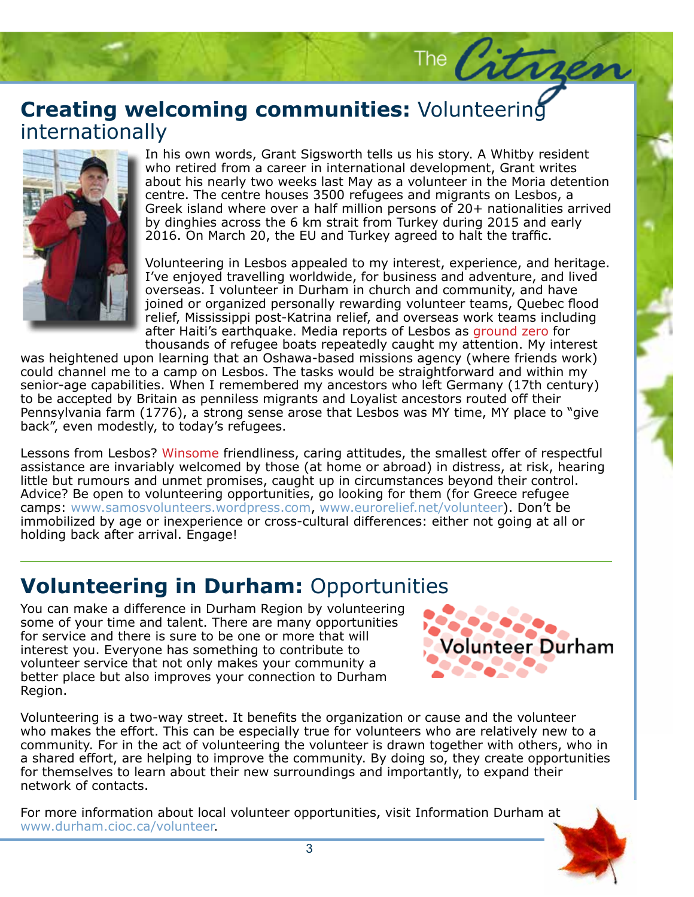## **Creating welcoming communities:** Volunteering internationally

In his own words, Grant Sigsworth tells us his story. A Whitby resident who retired from a career in international development, Grant writes about his nearly two weeks last May as a volunteer in the Moria detention centre. The centre houses 3500 refugees and migrants on Lesbos, a Greek island where over a half million persons of 20+ nationalities arrived by dinghies across the 6 km strait from Turkey during 2015 and early 2016. On March 20, the EU and Turkey agreed to halt the traffic.

Volunteering in Lesbos appealed to my interest, experience, and heritage. I've enjoyed travelling worldwide, for business and adventure, and lived overseas. I volunteer in Durham in church and community, and have joined or organized personally rewarding volunteer teams, Quebec flood relief, Mississippi post-Katrina relief, and overseas work teams including after Haiti's earthquake. Media reports of Lesbos as ground zero for thousands of refugee boats repeatedly caught my attention. My interest was heightened upon learning that an Oshawa-based missions agency (where friends work) could channel me to a camp on Lesbos. The tasks would be straightforward and within my senior-age capabilities. When I remembered my ancestors who left Germany (17th century) to be accepted by Britain as penniless migrants and Loyalist ancestors routed off their Pennsylvania farm (1776), a strong sense arose that Lesbos was MY time, MY place to "give back", even modestly, to today's refugees.

Lessons from Lesbos? Winsome friendliness, caring attitudes, the smallest offer of respectful assistance are invariably welcomed by those (at home or abroad) in distress, at risk, hearing little but rumours and unmet promises, caught up in circumstances beyond their control. Advice? Be open to volunteering opportunities, go looking for them (for Greece refugee camps: www.samosvolunteers.wordpress.com, www.eurorelief.net/volunteer). Don't be immobilized by age or inexperience or cross-cultural differences: either not going at all or holding back after arrival. Engage!

---

## **Volunteering in Durham:** Opportunities

You can make a difference in Durham Region by volunteering some of your time and talent. There are many opportunities for service and there is sure to be one or more that will interest you. Everyone has something to contribute to volunteer service that not only makes your community a better place but also improves your connection to Durham Region.

Volunteer Durham

Volunteering is a two-way street. It benefits the organization or cause and the volunteer who makes the effort. This can be especially true for volunteers who are relatively new to a community. For in the act of volunteering the volunteer is drawn together with others, who in a shared effort, are helping to improve the community. By doing so, they create opportunities for themselves to learn about their new surroundings and importantly, to expand their network of contacts.

For more information about local volunteer opportunities, visit Information Durham at www.durham.cioc.ca/volunteer.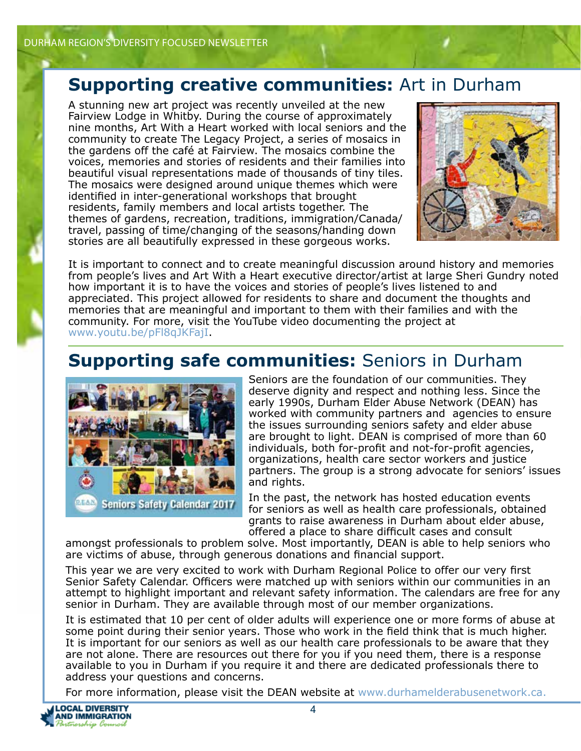## **Supporting creative communities:** Art in Durham

A stunning new art project was recently unveiled at the new Fairview Lodge in Whitby. During the course of approximately nine months, Art With a Heart worked with local seniors and the community to create The Legacy Project, a series of mosaics in the gardens off the café at Fairview. The mosaics combine the voices, memories and stories of residents and their families into beautiful visual representations made of thousands of tiny tiles. The mosaics were designed around unique themes which were identified in inter-generational workshops that brought residents, family members and local artists together. The themes of gardens, recreation, traditions, immigration/Canada/travel, passing of time/changing of the seasons/handing down stories are all beautifully expressed in these gorgeous works.

It is important to connect and to create meaningful discussion around history and memories from people's lives and Art With a Heart executive director/artist at large Sheri Gundry noted how important it is to have the voices and stories of people's lives listened to and appreciated. This project allowed for residents to share and document the thoughts and memories that are meaningful and important to them with their families and with the community. For more, visit the YouTube video documenting the project at www.youtu.be/pFl8qJKFajI.

## **Supporting safe communities:** Seniors in Durham

Seniors are the foundation of our communities. They deserve dignity and respect and nothing less. Since the early 1990s, Durham Elder Abuse Network (DEAN) has worked with community partners and agencies to ensure the issues surrounding seniors safety and elder abuse are brought to light. DEAN is comprised of more than 60 individuals, both for-profit and not-for-profit agencies, organizations, health care sector workers and justice partners. The group is a strong advocate for seniors' issues and rights.

In the past, the network has hosted education events for seniors as well as health care professionals, obtained grants to raise awareness in Durham about elder abuse, offered a place to share difficult cases and consult amongst professionals to problem solve. Most importantly, DEAN is able to help seniors who are victims of abuse, through generous donations and financial support.

This year we are very excited to work with Durham Regional Police to offer our very first Senior Safety Calendar. Officers were matched up with seniors within our communities in an attempt to highlight important and relevant safety information. The calendars are free for any senior in Durham. They are available through most of our member organizations.

It is estimated that 10 per cent of older adults will experience one or more forms of abuse at some point during their senior years. Those who work in the field think that is much higher. It is important for our seniors as well as our health care professionals to be aware that they are not alone. There are resources out there for you if you need them, there is a response available to you in Durham if you require it and there are dedicated professionals there to address your questions and concerns.

For more information, please visit the DEAN website at www.durhamelderabusenetwork.ca.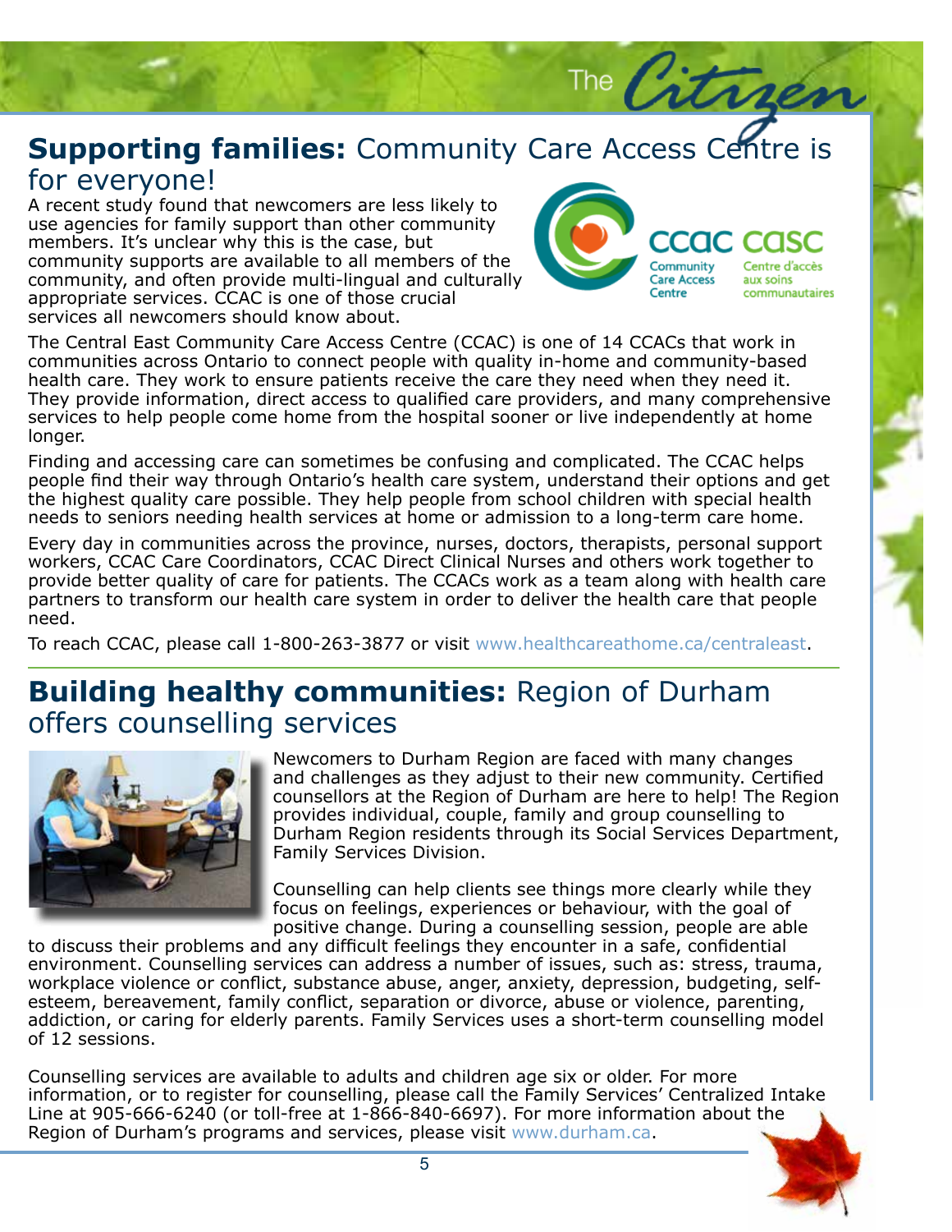## **Supporting families:** Community Care Access Centre is for everyone!

A recent study found that newcomers are less likely to use agencies for family support than other community members. It's unclear why this is the case, but community supports are available to all members of the community, and often provide multi-lingual and culturally appropriate services. CCAC is one of those crucial services all newcomers should know about.

The Central East Community Care Access Centre (CCAC) is one of 14 CCACs that work in communities across Ontario to connect people with quality in-home and community-based health care. They work to ensure patients receive the care they need when they need it. They provide information, direct access to qualified care providers, and many comprehensive services to help people come home from the hospital sooner or live independently at home longer.

Finding and accessing care can sometimes be confusing and complicated. The CCAC helps people find their way through Ontario's health care system, understand their options and get the highest quality care possible. They help people from school children with special health needs to seniors needing health services at home or admission to a long-term care home.

Every day in communities across the province, nurses, doctors, therapists, personal support workers, CCAC Care Coordinators, CCAC Direct Clinical Nurses and others work together to provide better quality of care for patients. The CCACs work as a team along with health care partners to transform our health care system in order to deliver the health care that people need.

To reach CCAC, please call 1-800-263-3877 or visit www.healthcareathome.ca/centraleast.

## **Building healthy communities:** Region of Durham offers counselling services

Newcomers to Durham Region are faced with many changes and challenges as they adjust to their new community. Certified counsellors at the Region of Durham are here to help! The Region provides individual, couple, family and group counselling to Durham Region residents through its Social Services Department, Family Services Division.

Counselling can help clients see things more clearly while they focus on feelings, experiences or behaviour, with the goal of positive change. During a counselling session, people are able to discuss their problems and any difficult feelings they encounter in a safe, confidential environment. Counselling services can address a number of issues, such as: stress, trauma, workplace violence or conflict, substance abuse, anger, anxiety, depression, budgeting, self-esteem, bereavement, family conflict, separation or divorce, abuse or violence, parenting, addiction, or caring for elderly parents. Family Services uses a short-term counselling model of 12 sessions.

Counselling services are available to adults and children age six or older. For more information, or to register for counselling, please call the Family Services' Centralized Intake Line at 905-666-6240 (or toll-free at 1-866-840-6697). For more information about the Region of Durham's programs and services, please visit www.durham.ca.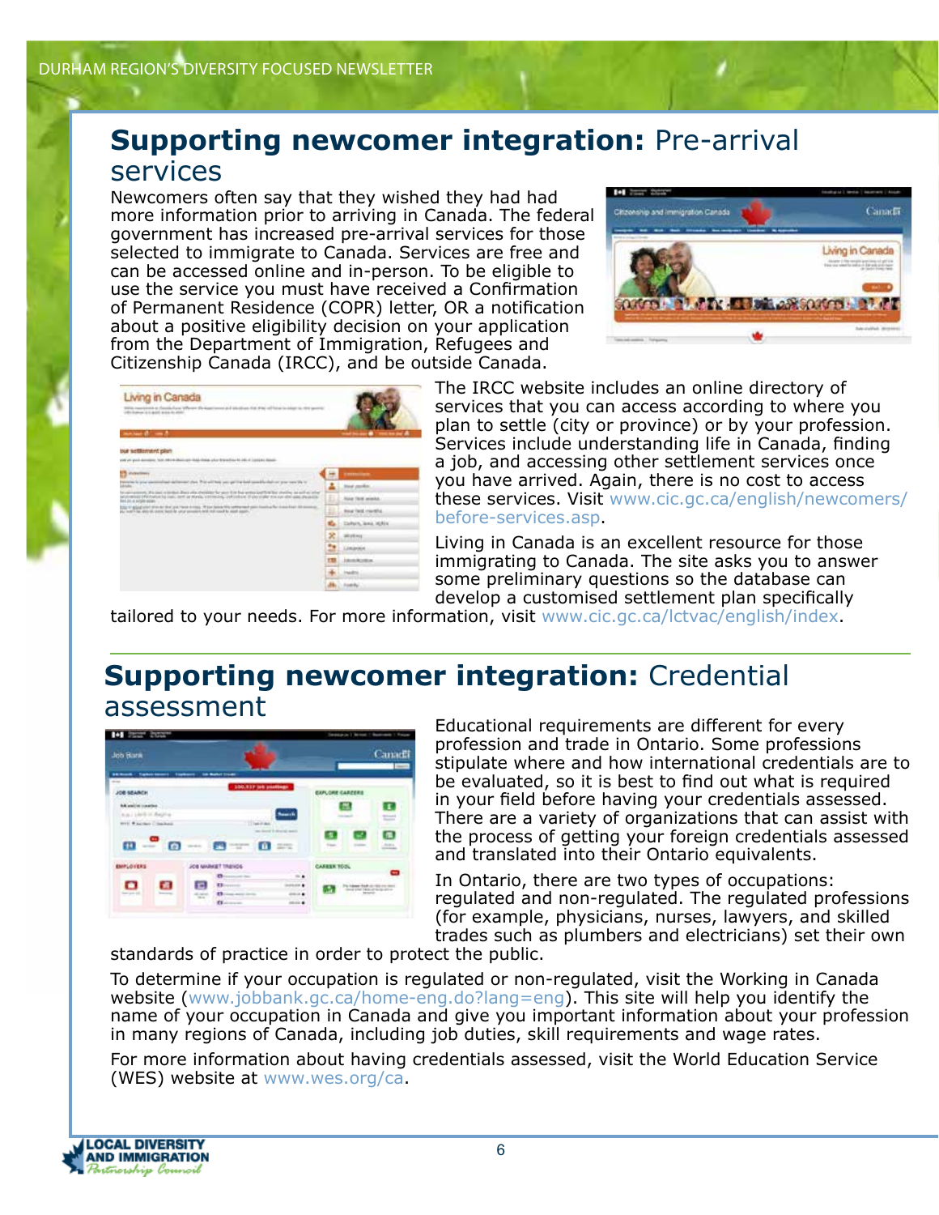## Supporting newcomer integration: Pre-arrival services

Newcomers often say that they wished they had had more information prior to arriving in Canada. The federal government has increased pre-arrival services for those selected to immigrate to Canada. Services are free and can be accessed online and in-person. To be eligible to use the service you must have received a Confirmation of Permanent Residence (COPR) letter, OR a notification about a positive eligibility decision on your application from the Department of Immigration, Refugees and Citizenship Canada (IRCC), and be outside Canada.

The IRCC website includes an online directory of services that you can access according to where you plan to settle (city or province) or by your profession. Services include understanding life in Canada, finding a job, and accessing other settlement services once you have arrived. Again, there is no cost to access these services. Visit www.cic.gc.ca/english/newcomers/before-services.asp.

Living in Canada is an excellent resource for those immigrating to Canada. The site asks you to answer some preliminary questions so the database can develop a customised settlement plan specifically tailored to your needs. For more information, visit www.cic.gc.ca/lctvac/english/index.

## Supporting newcomer integration: Credential assessment

Educational requirements are different for every profession and trade in Ontario. Some professions stipulate where and how international credentials are to be evaluated, so it is best to find out what is required in your field before having your credentials assessed. There are a variety of organizations that can assist with the process of getting your foreign credentials assessed and translated into their Ontario equivalents.

In Ontario, there are two types of occupations: regulated and non-regulated. The regulated professions (for example, physicians, nurses, lawyers, and skilled trades such as plumbers and electricians) set their own standards of practice in order to protect the public.

To determine if your occupation is regulated or non-regulated, visit the Working in Canada website (www.jobbank.gc.ca/home-eng.do?lang=eng). This site will help you identify the name of your occupation in Canada and give you important information about your profession in many regions of Canada, including job duties, skill requirements and wage rates.

For more information about having credentials assessed, visit the World Education Service (WES) website at www.wes.org/ca.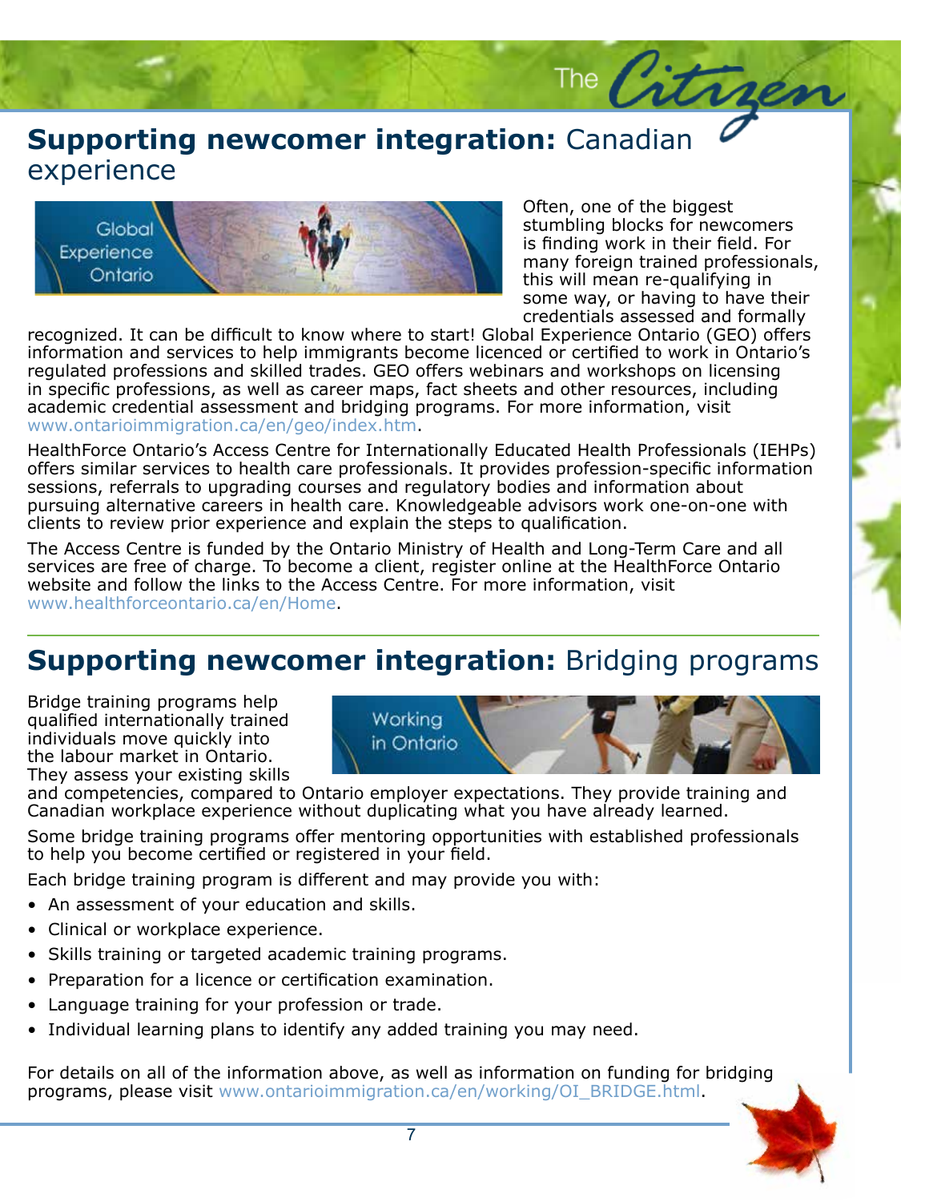## **Supporting newcomer integration:** Canadian experience

Often, one of the biggest stumbling blocks for newcomers is finding work in their field. For many foreign trained professionals, this will mean re-qualifying in some way, or having to have their credentials assessed and formally recognized. It can be difficult to know where to start! Global Experience Ontario (GEO) offers information and services to help immigrants become licenced or certified to work in Ontario's regulated professions and skilled trades. GEO offers webinars and workshops on licensing in specific professions, as well as career maps, fact sheets and other resources, including academic credential assessment and bridging programs. For more information, visit www.ontarioimmigration.ca/en/geo/index.htm.

HealthForce Ontario's Access Centre for Internationally Educated Health Professionals (IEHPs) offers similar services to health care professionals. It provides profession-specific information sessions, referrals to upgrading courses and regulatory bodies and information about pursuing alternative careers in health care. Knowledgeable advisors work one-on-one with clients to review prior experience and explain the steps to qualification.

The Access Centre is funded by the Ontario Ministry of Health and Long-Term Care and all services are free of charge. To become a client, register online at the HealthForce Ontario website and follow the links to the Access Centre. For more information, visit www.healthforceontario.ca/en/Home.

## **Supporting newcomer integration:** Bridging programs

Bridge training programs help qualified internationally trained individuals move quickly into the labour market in Ontario. They assess your existing skills and competencies, compared to Ontario employer expectations. They provide training and Canadian workplace experience without duplicating what you have already learned.

Some bridge training programs offer mentoring opportunities with established professionals to help you become certified or registered in your field.

Each bridge training program is different and may provide you with:

- An assessment of your education and skills.
- Clinical or workplace experience.
- Skills training or targeted academic training programs.
- Preparation for a licence or certification examination.
- Language training for your profession or trade.
- Individual learning plans to identify any added training you may need.

For details on all of the information above, as well as information on funding for bridging programs, please visit www.ontarioimmigration.ca/en/working/OI_BRIDGE.html.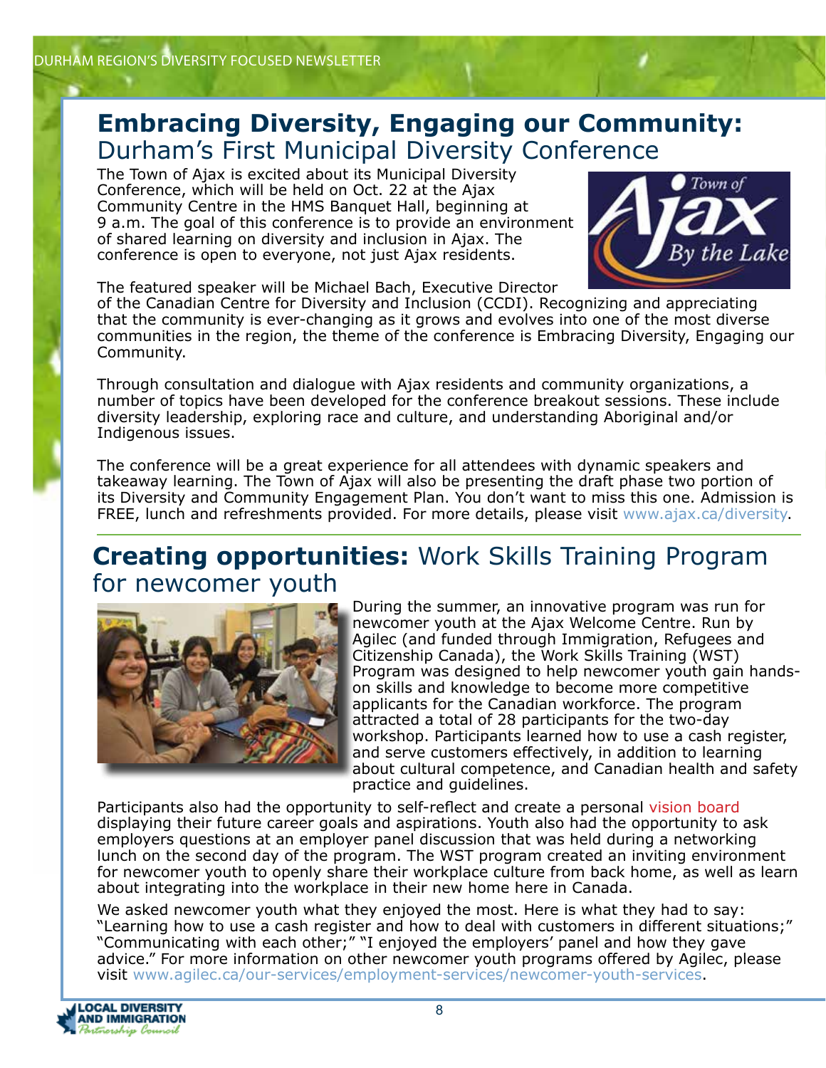## **Embracing Diversity, Engaging our Community:** Durham's First Municipal Diversity Conference

The Town of Ajax is excited about its Municipal Diversity Conference, which will be held on Oct. 22 at the Ajax Community Centre in the HMS Banquet Hall, beginning at 9 a.m. The goal of this conference is to provide an environment of shared learning on diversity and inclusion in Ajax. The conference is open to everyone, not just Ajax residents.

The featured speaker will be Michael Bach, Executive Director of the Canadian Centre for Diversity and Inclusion (CCDI). Recognizing and appreciating that the community is ever-changing as it grows and evolves into one of the most diverse communities in the region, the theme of the conference is Embracing Diversity, Engaging our Community.

Through consultation and dialogue with Ajax residents and community organizations, a number of topics have been developed for the conference breakout sessions. These include diversity leadership, exploring race and culture, and understanding Aboriginal and/or Indigenous issues.

The conference will be a great experience for all attendees with dynamic speakers and takeaway learning. The Town of Ajax will also be presenting the draft phase two portion of its Diversity and Community Engagement Plan. You don't want to miss this one. Admission is FREE, lunch and refreshments provided. For more details, please visit www.ajax.ca/diversity.

## **Creating opportunities:** Work Skills Training Program for newcomer youth

During the summer, an innovative program was run for newcomer youth at the Ajax Welcome Centre. Run by Agilec (and funded through Immigration, Refugees and Citizenship Canada), the Work Skills Training (WST) Program was designed to help newcomer youth gain hands-on skills and knowledge to become more competitive applicants for the Canadian workforce. The program attracted a total of 28 participants for the two-day workshop. Participants learned how to use a cash register, and serve customers effectively, in addition to learning about cultural competence, and Canadian health and safety practice and guidelines.

Participants also had the opportunity to self-reflect and create a personal vision board displaying their future career goals and aspirations. Youth also had the opportunity to ask employers questions at an employer panel discussion that was held during a networking lunch on the second day of the program. The WST program created an inviting environment for newcomer youth to openly share their workplace culture from back home, as well as learn about integrating into the workplace in their new home here in Canada.

We asked newcomer youth what they enjoyed the most. Here is what they had to say: "Learning how to use a cash register and how to deal with customers in different situations;" "Communicating with each other;" "I enjoyed the employers' panel and how they gave advice." For more information on other newcomer youth programs offered by Agilec, please visit www.agilec.ca/our-services/employment-services/newcomer-youth-services.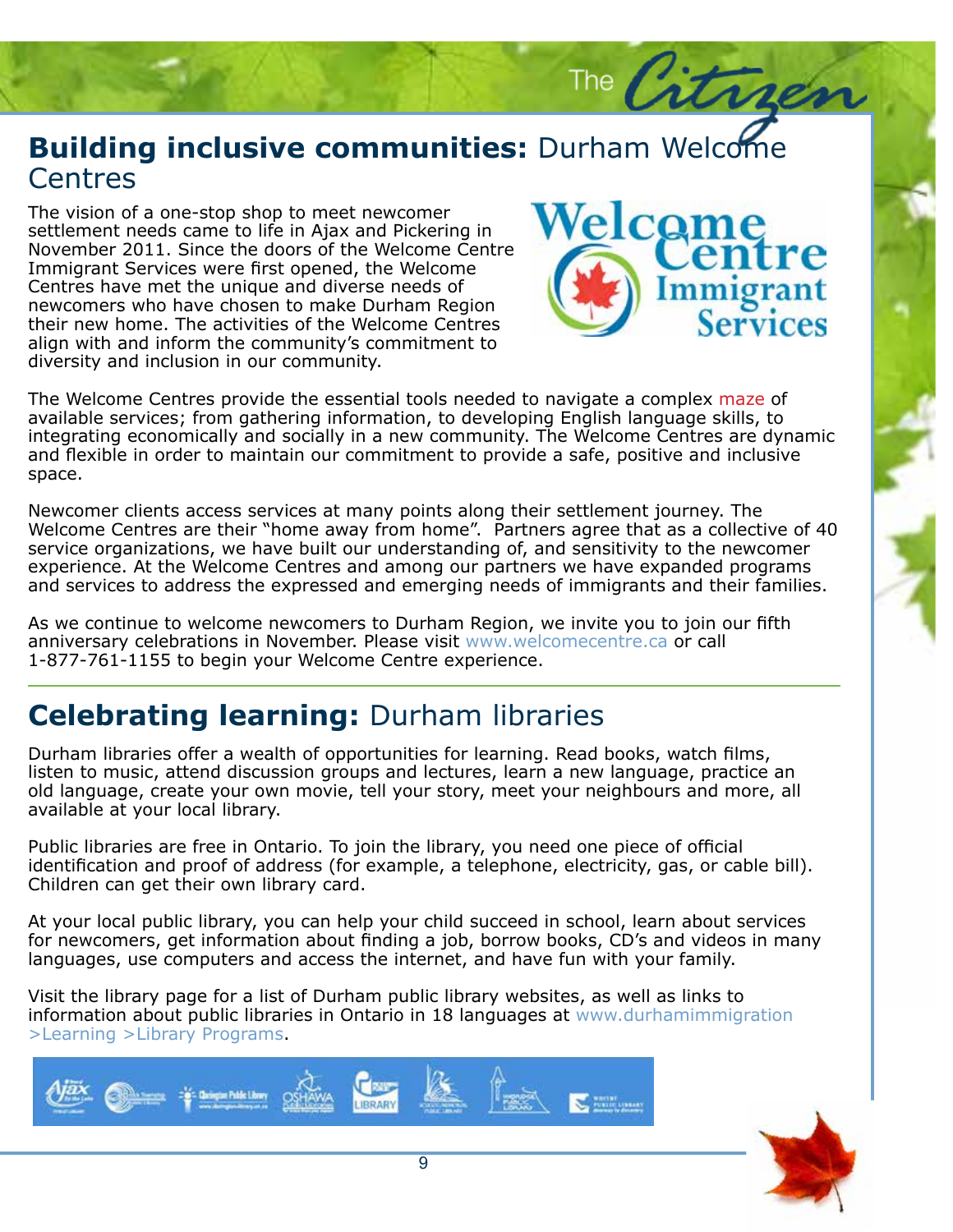## **Building inclusive communities:** Durham Welcome Centres

The vision of a one-stop shop to meet newcomer settlement needs came to life in Ajax and Pickering in November 2011. Since the doors of the Welcome Centre Immigrant Services were first opened, the Welcome Centres have met the unique and diverse needs of newcomers who have chosen to make Durham Region their new home. The activities of the Welcome Centres align with and inform the community's commitment to diversity and inclusion in our community.

The Welcome Centres provide the essential tools needed to navigate a complex maze of available services; from gathering information, to developing English language skills, to integrating economically and socially in a new community. The Welcome Centres are dynamic and flexible in order to maintain our commitment to provide a safe, positive and inclusive space.

Newcomer clients access services at many points along their settlement journey. The Welcome Centres are their "home away from home". Partners agree that as a collective of 40 service organizations, we have built our understanding of, and sensitivity to the newcomer experience. At the Welcome Centres and among our partners we have expanded programs and services to address the expressed and emerging needs of immigrants and their families.

As we continue to welcome newcomers to Durham Region, we invite you to join our fifth anniversary celebrations in November. Please visit www.welcomecentre.ca or call 1-877-761-1155 to begin your Welcome Centre experience.

## **Celebrating learning:** Durham libraries

Durham libraries offer a wealth of opportunities for learning. Read books, watch films, listen to music, attend discussion groups and lectures, learn a new language, practice an old language, create your own movie, tell your story, meet your neighbours and more, all available at your local library.

Public libraries are free in Ontario. To join the library, you need one piece of official identification and proof of address (for example, a telephone, electricity, gas, or cable bill). Children can get their own library card.

At your local public library, you can help your child succeed in school, learn about services for newcomers, get information about finding a job, borrow books, CD's and videos in many languages, use computers and access the internet, and have fun with your family.

Visit the library page for a list of Durham public library websites, as well as links to information about public libraries in Ontario in 18 languages at www.durhamimmigration >Learning >Library Programs.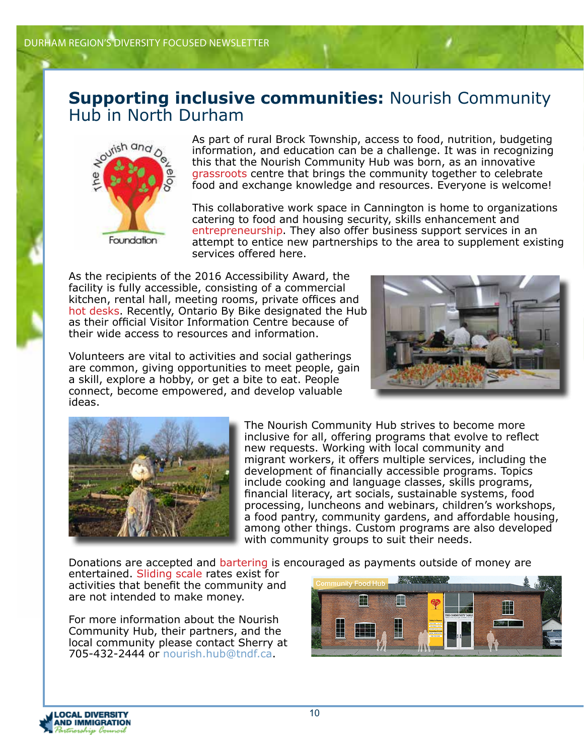# **Supporting inclusive communities:** Nourish Community Hub in North Durham

As part of rural Brock Township, access to food, nutrition, budgeting information, and education can be a challenge. It was in recognizing this that the Nourish Community Hub was born, as an innovative grassroots centre that brings the community together to celebrate food and exchange knowledge and resources. Everyone is welcome!

This collaborative work space in Cannington is home to organizations catering to food and housing security, skills enhancement and entrepreneurship. They also offer business support services in an attempt to entice new partnerships to the area to supplement existing services offered here.

As the recipients of the 2016 Accessibility Award, the facility is fully accessible, consisting of a commercial kitchen, rental hall, meeting rooms, private offices and hot desks. Recently, Ontario By Bike designated the Hub as their official Visitor Information Centre because of their wide access to resources and information.

Volunteers are vital to activities and social gatherings are common, giving opportunities to meet people, gain a skill, explore a hobby, or get a bite to eat. People connect, become empowered, and develop valuable ideas.

The Nourish Community Hub strives to become more inclusive for all, offering programs that evolve to reflect new requests. Working with local community and migrant workers, it offers multiple services, including the development of financially accessible programs. Topics include cooking and language classes, skills programs, financial literacy, art socials, sustainable systems, food processing, luncheons and webinars, children's workshops, a food pantry, community gardens, and affordable housing, among other things. Custom programs are also developed with community groups to suit their needs.

Donations are accepted and bartering is encouraged as payments outside of money are entertained. Sliding scale rates exist for activities that benefit the community and are not intended to make money.

For more information about the Nourish Community Hub, their partners, and the local community please contact Sherry at 705-432-2444 or nourish.hub@tndf.ca.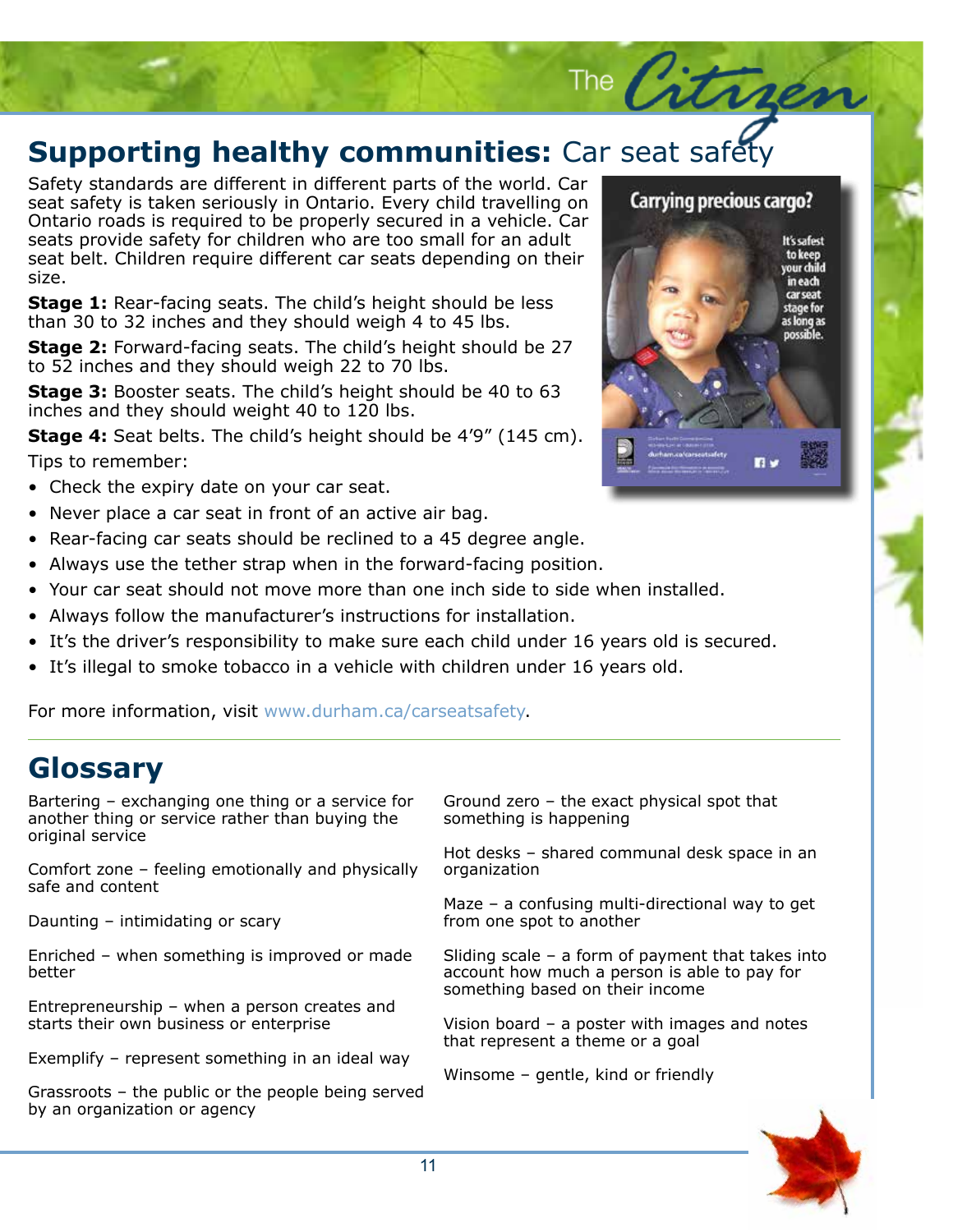## **Supporting healthy communities:** Car seat safety

Safety standards are different in different parts of the world. Car seat safety is taken seriously in Ontario. Every child travelling on Ontario roads is required to be properly secured in a vehicle. Car seats provide safety for children who are too small for an adult seat belt. Children require different car seats depending on their size.

**Stage 1:** Rear-facing seats. The child's height should be less than 30 to 32 inches and they should weigh 4 to 45 lbs.

**Stage 2:** Forward-facing seats. The child's height should be 27 to 52 inches and they should weigh 22 to 70 lbs.

**Stage 3:** Booster seats. The child's height should be 40 to 63 inches and they should weight 40 to 120 lbs.

**Stage 4:** Seat belts. The child's height should be 4'9" (145 cm).

Tips to remember:

- Check the expiry date on your car seat.
- Never place a car seat in front of an active air bag.
- Rear-facing car seats should be reclined to a 45 degree angle.
- Always use the tether strap when in the forward-facing position.
- Your car seat should not move more than one inch side to side when installed.
- Always follow the manufacturer's instructions for installation.
- It's the driver's responsibility to make sure each child under 16 years old is secured.
- It's illegal to smoke tobacco in a vehicle with children under 16 years old.

For more information, visit www.durham.ca/carseatsafety.

## Glossary

Bartering – exchanging one thing or a service for another thing or service rather than buying the original service

Comfort zone – feeling emotionally and physically safe and content

Daunting – intimidating or scary

Enriched – when something is improved or made better

Entrepreneurship – when a person creates and starts their own business or enterprise

Exemplify – represent something in an ideal way

Grassroots – the public or the people being served by an organization or agency

Ground zero – the exact physical spot that something is happening

Hot desks – shared communal desk space in an organization

Maze – a confusing multi-directional way to get from one spot to another

Sliding scale – a form of payment that takes into account how much a person is able to pay for something based on their income

Vision board – a poster with images and notes that represent a theme or a goal

Winsome – gentle, kind or friendly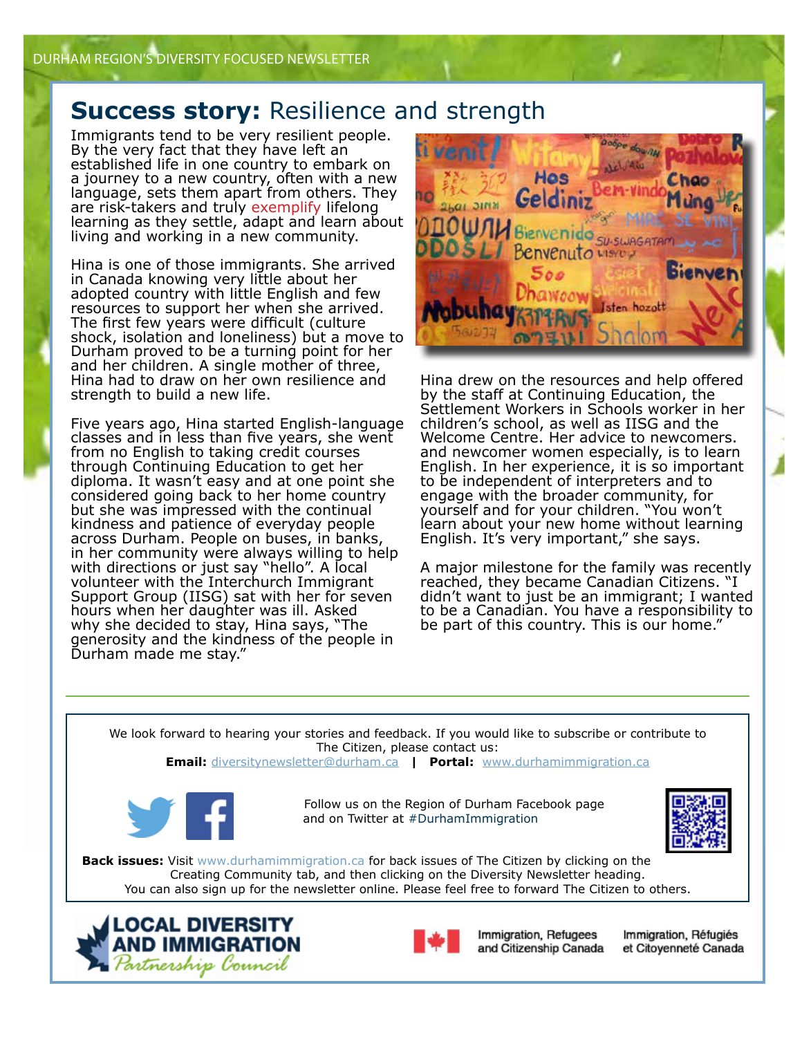## Success story: Resilience and strength

Immigrants tend to be very resilient people. By the very fact that they have left an established life in one country to embark on a journey to a new country, often with a new language, sets them apart from others. They are risk-takers and truly exemplify lifelong learning as they settle, adapt and learn about living and working in a new community.

Hina is one of those immigrants. She arrived in Canada knowing very little about her adopted country with little English and few resources to support her when she arrived. The first few years were difficult (culture shock, isolation and loneliness) but a move to Durham proved to be a turning point for her and her children. A single mother of three, Hina had to draw on her own resilience and strength to build a new life.

Five years ago, Hina started English-language classes and in less than five years, she went from no English to taking credit courses through Continuing Education to get her diploma. It wasn't easy and at one point she considered going back to her home country but she was impressed with the continual kindness and patience of everyday people across Durham. People on buses, in banks, in her community were always willing to help with directions or just say "hello". A local volunteer with the Interchurch Immigrant Support Group (IISG) sat with her for seven hours when her daughter was ill. Asked why she decided to stay, Hina says, "The generosity and the kindness of the people in Durham made me stay."

Hina drew on the resources and help offered by the staff at Continuing Education, the Settlement Workers in Schools worker in her children's school, as well as IISG and the Welcome Centre. Her advice to newcomers. and newcomer women especially, is to learn English. In her experience, it is so important to be independent of interpreters and to engage with the broader community, for yourself and for your children. "You won't learn about your new home without learning English. It's very important," she says.

A major milestone for the family was recently reached, they became Canadian Citizens. "I didn't want to just be an immigrant; I wanted to be a Canadian. You have a responsibility to be part of this country. This is our home."

---

We look forward to hearing your stories and feedback. If you would like to subscribe or contribute to The Citizen, please contact us:

**Email:** diversitynewsletter@durham.ca | **Portal:** www.durhamimmigration.ca

Follow us on the Region of Durham Facebook page and on Twitter at #DurhamImmigration

**Back issues:** Visit www.durhamimmigration.ca for back issues of The Citizen by clicking on the Creating Community tab, and then clicking on the Diversity Newsletter heading. You can also sign up for the newsletter online. Please feel free to forward The Citizen to others.

LOCAL DIVERSITY AND IMMIGRATION Partnership Council

Immigration, Refugees and Citizenship Canada | Immigration, Réfugiés et Citoyenneté Canada